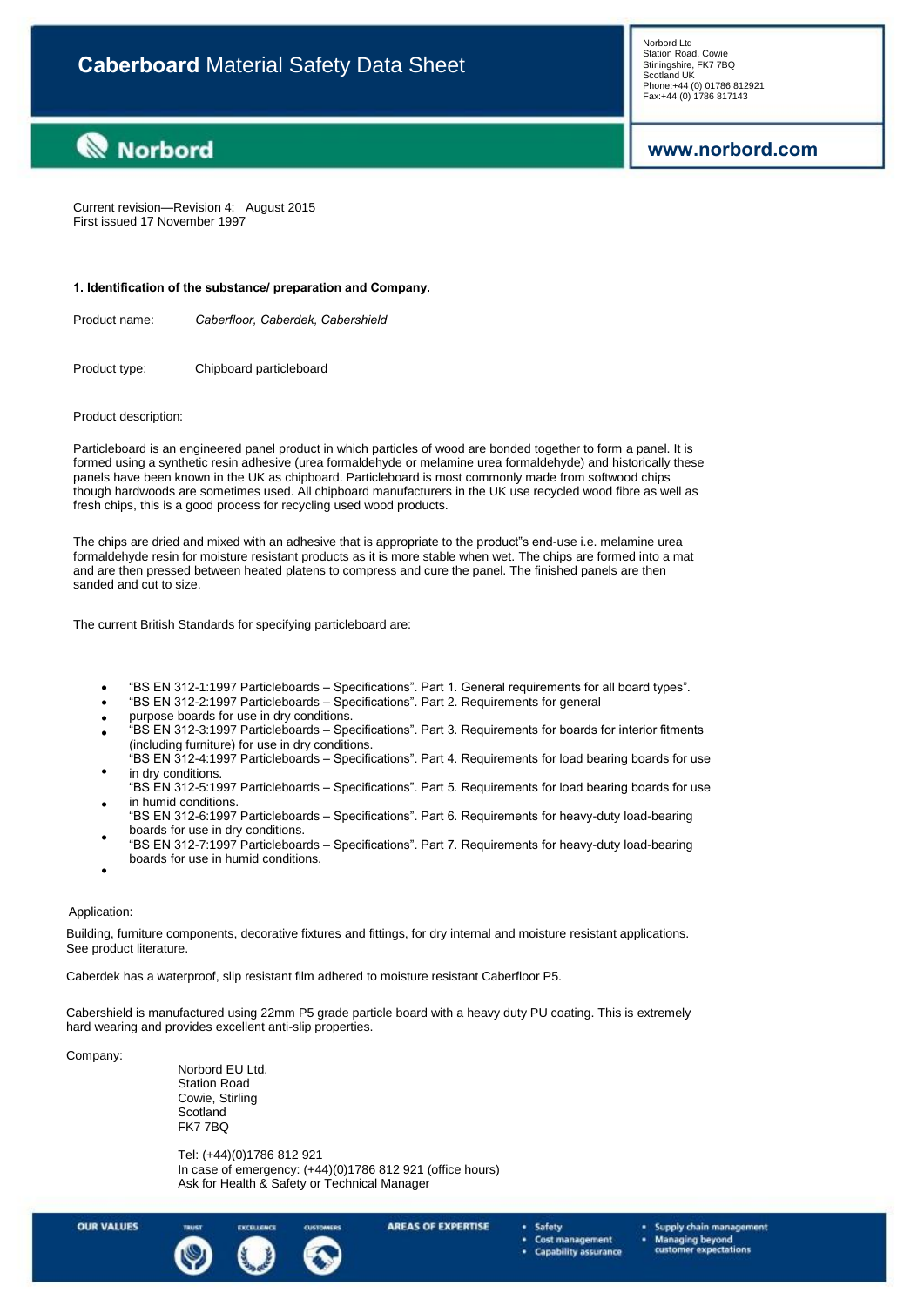# **Caberboard** Material Safety Data Sheet

Norbord Ltd
Station Road, Cowie
Stirlingshire, FK7 7BQ
Scotland UK
Phone:+44 (0) 01786 812921
Fax:+44 (0) 1786 817143

**Norbord**

**www.norbord.com**

Current revision—Revision 4: August 2015
First issued 17 November 1997

**1. Identification of the substance/ preparation and Company.**

Product name: *Caberfloor, Caberdek, Cabershield*

Product type: Chipboard particleboard

Product description:

Particleboard is an engineered panel product in which particles of wood are bonded together to form a panel. It is formed using a synthetic resin adhesive (urea formaldehyde or melamine urea formaldehyde) and historically these panels have been known in the UK as chipboard. Particleboard is most commonly made from softwood chips though hardwoods are sometimes used. All chipboard manufacturers in the UK use recycled wood fibre as well as fresh chips, this is a good process for recycling used wood products.

The chips are dried and mixed with an adhesive that is appropriate to the product"s end-use i.e. melamine urea formaldehyde resin for moisture resistant products as it is more stable when wet. The chips are formed into a mat and are then pressed between heated platens to compress and cure the panel. The finished panels are then sanded and cut to size.

The current British Standards for specifying particleboard are:

- "BS EN 312-1:1997 Particleboards – Specifications". Part 1. General requirements for all board types".
- "BS EN 312-2:1997 Particleboards – Specifications". Part 2. Requirements for general purpose boards for use in dry conditions.
- "BS EN 312-3:1997 Particleboards – Specifications". Part 3. Requirements for boards for interior fitments (including furniture) for use in dry conditions.
- "BS EN 312-4:1997 Particleboards – Specifications". Part 4. Requirements for load bearing boards for use in dry conditions.
- "BS EN 312-5:1997 Particleboards – Specifications". Part 5. Requirements for load bearing boards for use in humid conditions.
- "BS EN 312-6:1997 Particleboards – Specifications". Part 6. Requirements for heavy-duty load-bearing boards for use in dry conditions.
- "BS EN 312-7:1997 Particleboards – Specifications". Part 7. Requirements for heavy-duty load-bearing boards for use in humid conditions.

Application:

Building, furniture components, decorative fixtures and fittings, for dry internal and moisture resistant applications. See product literature.

Caberdek has a waterproof, slip resistant film adhered to moisture resistant Caberfloor P5.

Cabershield is manufactured using 22mm P5 grade particle board with a heavy duty PU coating. This is extremely hard wearing and provides excellent anti-slip properties.

Company:

Norbord EU Ltd.
Station Road
Cowie, Stirling
Scotland
FK7 7BQ

Tel: (+44)(0)1786 812 921
In case of emergency: (+44)(0)1786 812 921 (office hours)
Ask for Health & Safety or Technical Manager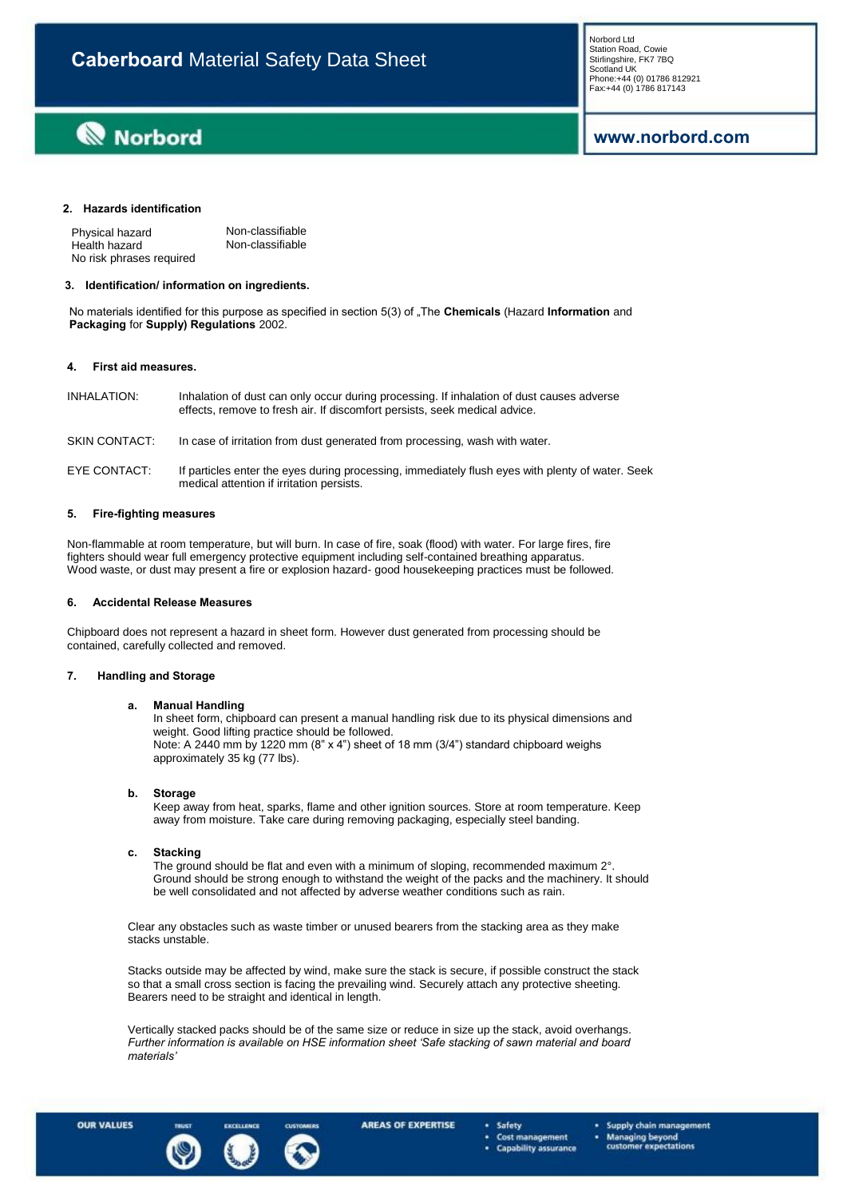## 2. Hazards identification

| | |
|---|---|
| Physical hazard | Non-classifiable |
| Health hazard | Non-classifiable |
| No risk phrases required | |

## 3. Identification/ information on ingredients.

No materials identified for this purpose as specified in section 5(3) of „The **Chemicals** (Hazard **Information** and **Packaging** for **Supply) Regulations** 2002.

## 4. First aid measures.

INHALATION: Inhalation of dust can only occur during processing. If inhalation of dust causes adverse effects, remove to fresh air. If discomfort persists, seek medical advice.

SKIN CONTACT: In case of irritation from dust generated from processing, wash with water.

EYE CONTACT: If particles enter the eyes during processing, immediately flush eyes with plenty of water. Seek medical attention if irritation persists.

## 5. Fire-fighting measures

Non-flammable at room temperature, but will burn. In case of fire, soak (flood) with water. For large fires, fire fighters should wear full emergency protective equipment including self-contained breathing apparatus. Wood waste, or dust may present a fire or explosion hazard- good housekeeping practices must be followed.

## 6. Accidental Release Measures

Chipboard does not represent a hazard in sheet form. However dust generated from processing should be contained, carefully collected and removed.

## 7. Handling and Storage

**a. Manual Handling**

In sheet form, chipboard can present a manual handling risk due to its physical dimensions and weight. Good lifting practice should be followed.
Note: A 2440 mm by 1220 mm (8" x 4") sheet of 18 mm (3/4") standard chipboard weighs approximately 35 kg (77 lbs).

**b. Storage**

Keep away from heat, sparks, flame and other ignition sources. Store at room temperature. Keep away from moisture. Take care during removing packaging, especially steel banding.

**c. Stacking**

The ground should be flat and even with a minimum of sloping, recommended maximum 2°. Ground should be strong enough to withstand the weight of the packs and the machinery. It should be well consolidated and not affected by adverse weather conditions such as rain.

Clear any obstacles such as waste timber or unused bearers from the stacking area as they make stacks unstable.

Stacks outside may be affected by wind, make sure the stack is secure, if possible construct the stack so that a small cross section is facing the prevailing wind. Securely attach any protective sheeting. Bearers need to be straight and identical in length.

Vertically stacked packs should be of the same size or reduce in size up the stack, avoid overhangs. *Further information is available on HSE information sheet 'Safe stacking of sawn material and board materials'*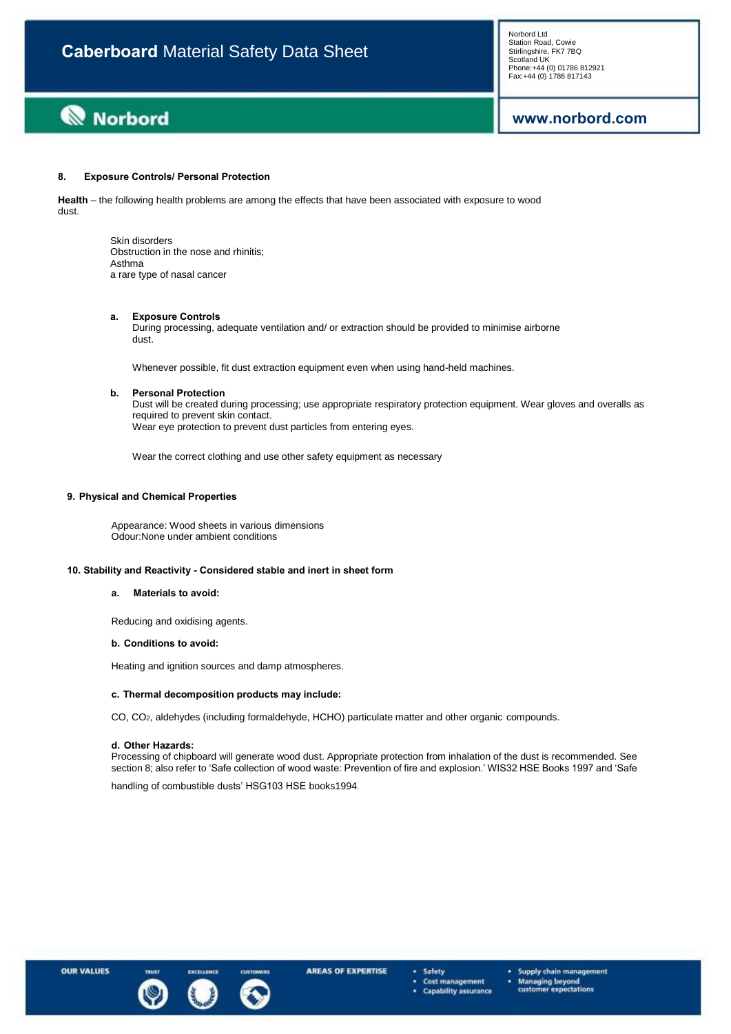## 8. Exposure Controls/ Personal Protection

**Health** – the following health problems are among the effects that have been associated with exposure to wood dust.

Skin disorders
Obstruction in the nose and rhinitis;
Asthma
a rare type of nasal cancer

### a. Exposure Controls

During processing, adequate ventilation and/ or extraction should be provided to minimise airborne dust.

Whenever possible, fit dust extraction equipment even when using hand-held machines.

### b. Personal Protection

Dust will be created during processing; use appropriate respiratory protection equipment. Wear gloves and overalls as required to prevent skin contact.
Wear eye protection to prevent dust particles from entering eyes.

Wear the correct clothing and use other safety equipment as necessary

## 9. Physical and Chemical Properties

Appearance: Wood sheets in various dimensions
Odour:None under ambient conditions

## 10. Stability and Reactivity - Considered stable and inert in sheet form

### a. Materials to avoid:

Reducing and oxidising agents.

### b. Conditions to avoid:

Heating and ignition sources and damp atmospheres.

### c. Thermal decomposition products may include:

CO, $CO_2$, aldehydes (including formaldehyde, HCHO) particulate matter and other organic compounds.

### d. Other Hazards:

Processing of chipboard will generate wood dust. Appropriate protection from inhalation of the dust is recommended. See section 8; also refer to 'Safe collection of wood waste: Prevention of fire and explosion.' WIS32 HSE Books 1997 and 'Safe handling of combustible dusts' HSG103 HSE books1994.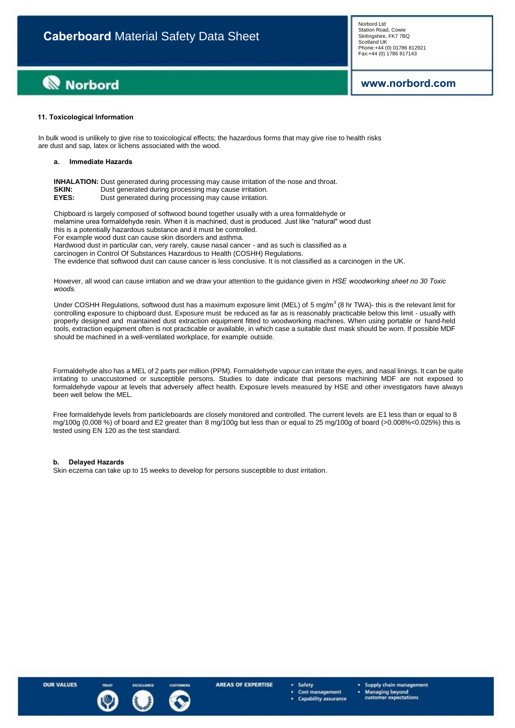## 11. Toxicological Information

In bulk wood is unlikely to give rise to toxicological effects; the hazardous forms that may give rise to health risks are dust and sap, latex or lichens associated with the wood.

### a. Immediate Hazards

**INHALATION:** Dust generated during processing may cause irritation of the nose and throat.
**SKIN:** Dust generated during processing may cause irritation.
**EYES:** Dust generated during processing may cause irritation.

Chipboard is largely composed of softwood bound together usually with a urea formaldehyde or melamine urea formaldehyde resin. When it is machined, dust is produced. Just like "natural" wood dust this is a potentially hazardous substance and it must be controlled.
For example wood dust can cause skin disorders and asthma.
Hardwood dust in particular can, very rarely, cause nasal cancer - and as such is classified as a carcinogen in Control Of Substances Hazardous to Health (COSHH) Regulations.
The evidence that softwood dust can cause cancer is less conclusive. It is not classified as a carcinogen in the UK.

However, all wood can cause irritation and we draw your attention to the guidance given in *HSE woodworking sheet no 30 Toxic woods.*

Under COSHH Regulations, softwood dust has a maximum exposure limit (MEL) of 5 mg/m$^3$ (8 hr TWA)- this is the relevant limit for controlling exposure to chipboard dust. Exposure must be reduced as far as is reasonably practicable below this limit - usually with properly designed and maintained dust extraction equipment fitted to woodworking machines. When using portable or hand-held tools, extraction equipment often is not practicable or available, in which case a suitable dust mask should be worn. If possible MDF should be machined in a well-ventilated workplace, for example outside.

Formaldehyde also has a MEL of 2 parts per million (PPM). Formaldehyde vapour can irritate the eyes, and nasal linings. It can be quite irritating to unaccustomed or susceptible persons. Studies to date indicate that persons machining MDF are not exposed to formaldehyde vapour at levels that adversely affect health. Exposure levels measured by HSE and other investigators have always been well below the MEL.

Free formaldehyde levels from particleboards are closely monitored and controlled. The current levels are E1 less than or equal to 8 mg/100g (0,008 %) of board and E2 greater than 8 mg/100g but less than or equal to 25 mg/100g of board (>0.008%<0.025%) this is tested using EN 120 as the test standard.

### b. Delayed Hazards

Skin eczema can take up to 15 weeks to develop for persons susceptible to dust irritation.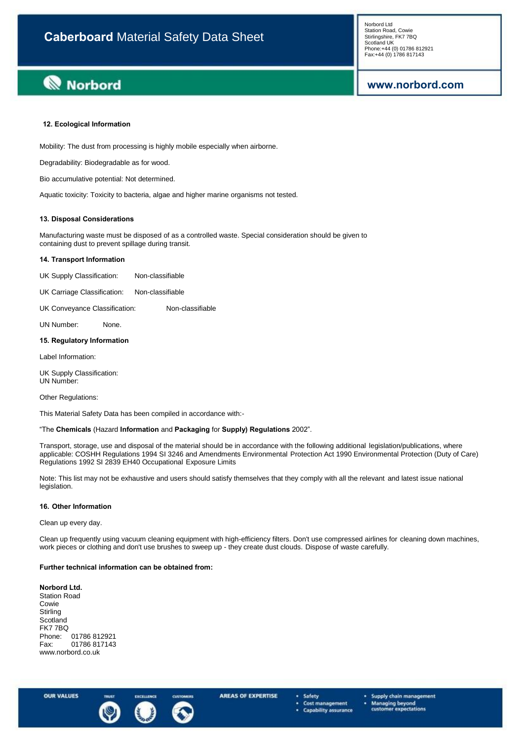## 12. Ecological Information

Mobility: The dust from processing is highly mobile especially when airborne.

Degradability: Biodegradable as for wood.

Bio accumulative potential: Not determined.

Aquatic toxicity: Toxicity to bacteria, algae and higher marine organisms not tested.

## 13. Disposal Considerations

Manufacturing waste must be disposed of as a controlled waste. Special consideration should be given to containing dust to prevent spillage during transit.

## 14. Transport Information

UK Supply Classification: Non-classifiable

UK Carriage Classification: Non-classifiable

UK Conveyance Classification: Non-classifiable

UN Number: None.

## 15. Regulatory Information

Label Information:

UK Supply Classification:
UN Number:

Other Regulations:

This Material Safety Data has been compiled in accordance with:-

"The **Chemicals** (Hazard **Information** and **Packaging** for **Supply) Regulations** 2002".

Transport, storage, use and disposal of the material should be in accordance with the following additional legislation/publications, where applicable: COSHH Regulations 1994 SI 3246 and Amendments Environmental Protection Act 1990 Environmental Protection (Duty of Care) Regulations 1992 SI 2839 EH40 Occupational Exposure Limits

Note: This list may not be exhaustive and users should satisfy themselves that they comply with all the relevant and latest issue national legislation.

## 16. Other Information

Clean up every day.

Clean up frequently using vacuum cleaning equipment with high-efficiency filters. Don't use compressed airlines for cleaning down machines, work pieces or clothing and don't use brushes to sweep up - they create dust clouds. Dispose of waste carefully.

**Further technical information can be obtained from:**

**Norbord Ltd.**
Station Road
Cowie
Stirling
Scotland
FK7 7BQ
Phone: 01786 812921
Fax: 01786 817143
www.norbord.co.uk